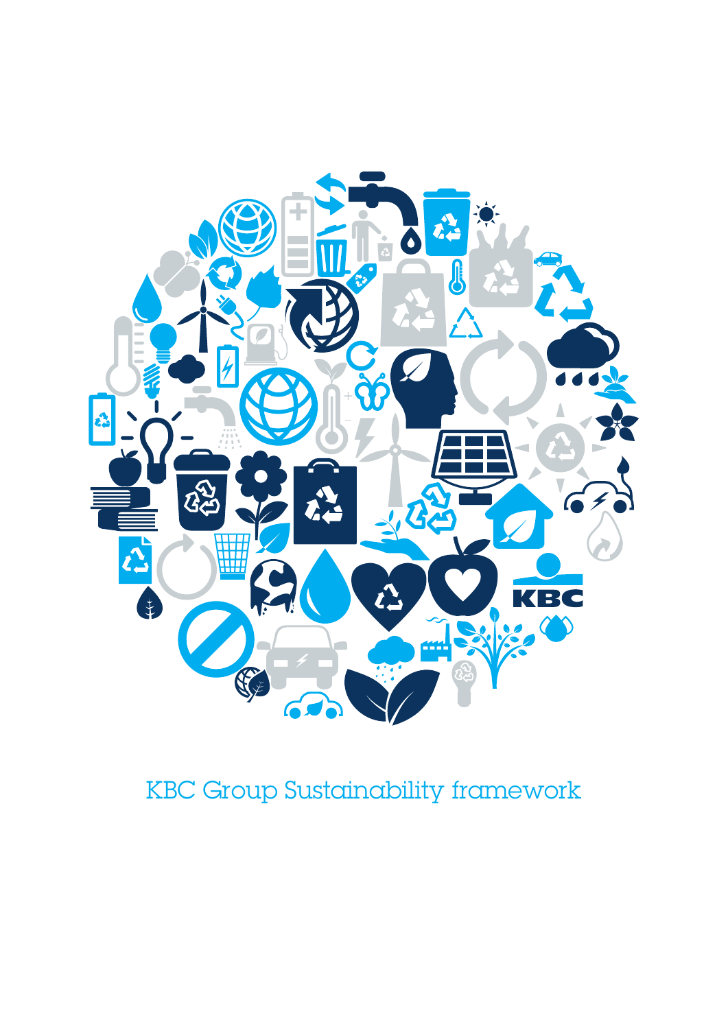# KBC Group Sustainability framework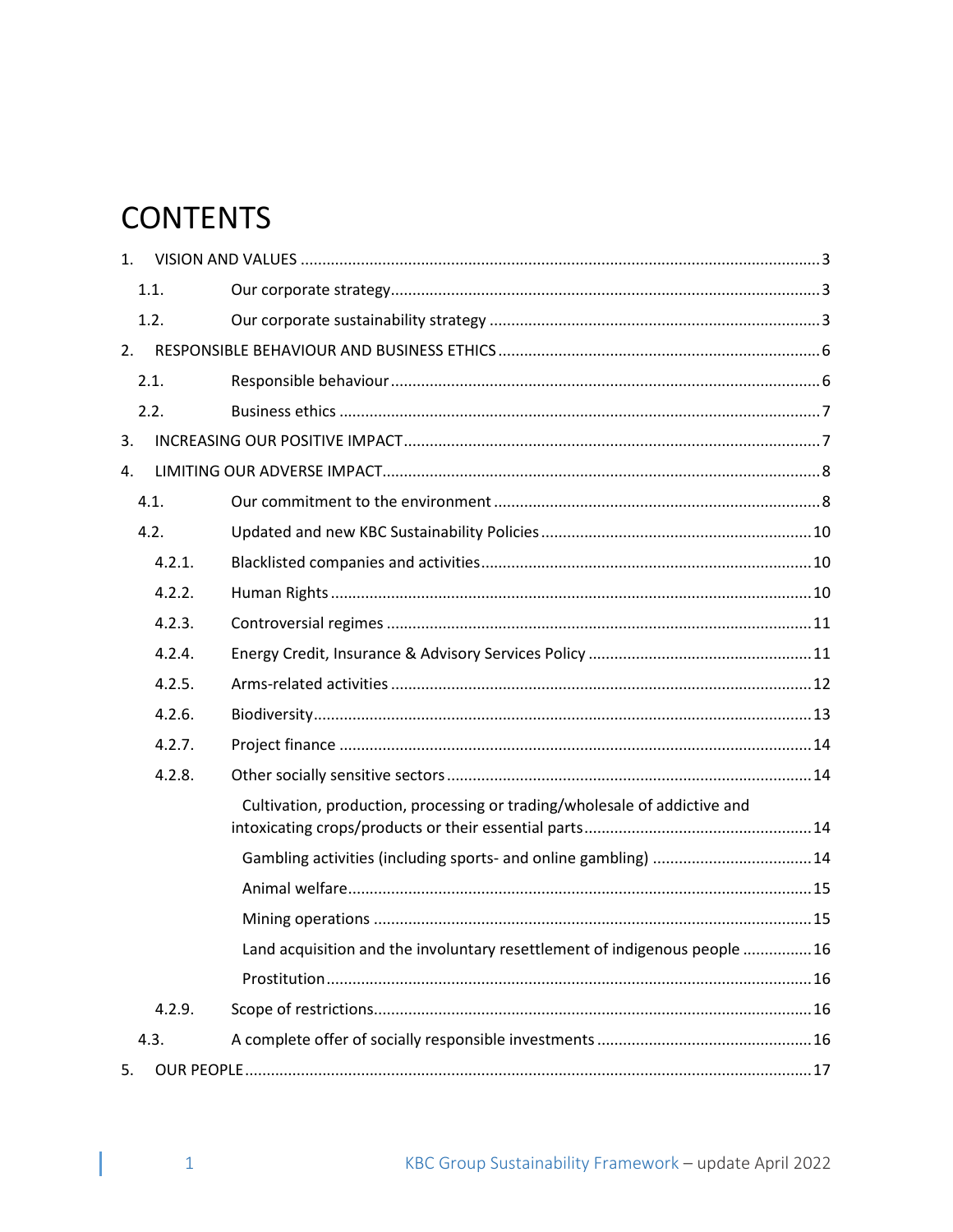# CONTENTS

1. VISION AND VALUES ........................................................................................................ 3
   - 1.1. Our corporate strategy ................................................................................... 3
   - 1.2. Our corporate sustainability strategy ............................................................ 3
2. RESPONSIBLE BEHAVIOUR AND BUSINESS ETHICS .......................................................... 6
   - 2.1. Responsible behaviour .................................................................................. 6
   - 2.2. Business ethics .............................................................................................. 7
3. INCREASING OUR POSITIVE IMPACT ................................................................................ 7
4. LIMITING OUR ADVERSE IMPACT ...................................................................................... 8
   - 4.1. Our commitment to the environment ............................................................ 8
   - 4.2. Updated and new KBC Sustainability Policies ............................................... 10
     - 4.2.1. Blacklisted companies and activities ...................................................... 10
     - 4.2.2. Human Rights ......................................................................................... 10
     - 4.2.3. Controversial regimes ............................................................................ 11
     - 4.2.4. Energy Credit, Insurance & Advisory Services Policy .............................. 11
     - 4.2.5. Arms-related activities ........................................................................... 12
     - 4.2.6. Biodiversity ............................................................................................ 13
     - 4.2.7. Project finance ....................................................................................... 14
     - 4.2.8. Other socially sensitive sectors .............................................................. 14
       - Cultivation, production, processing or trading/wholesale of addictive and intoxicating crops/products or their essential parts ..................................................... 14
       - Gambling activities (including sports- and online gambling) ..................................... 14
       - Animal welfare ........................................................................................... 15
       - Mining operations ...................................................................................... 15
       - Land acquisition and the involuntary resettlement of indigenous people ................ 16
       - Prostitution ................................................................................................ 16
     - 4.2.9. Scope of restrictions ............................................................................... 16
   - 4.3. A complete offer of socially responsible investments .................................. 16
5. OUR PEOPLE ................................................................................................................. 17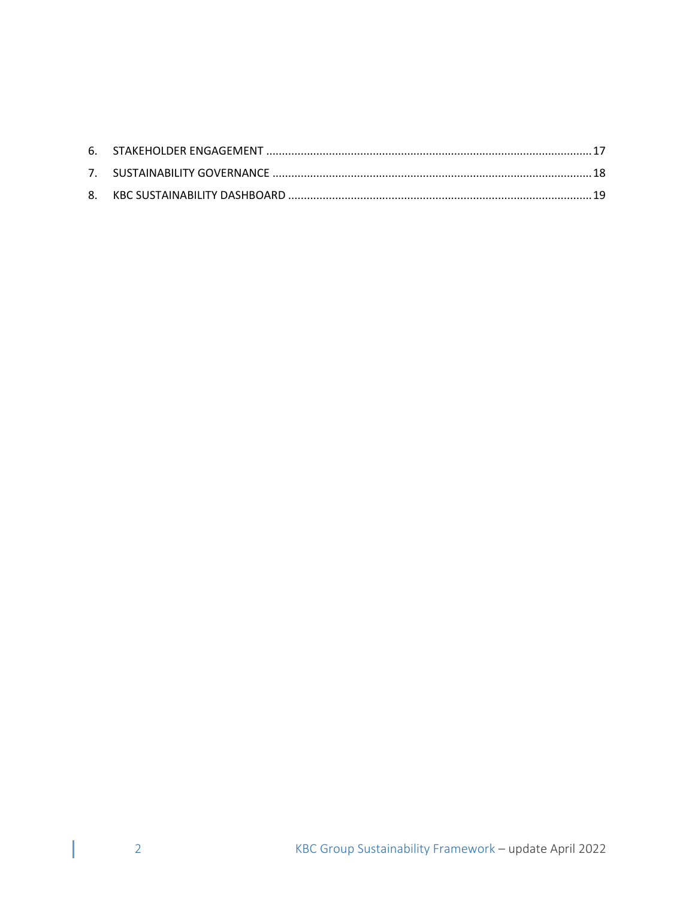6. STAKEHOLDER ENGAGEMENT ........................................................................................................ 17
7. SUSTAINABILITY GOVERNANCE ..................................................................................................... 18
8. KBC SUSTAINABILITY DASHBOARD ................................................................................................ 19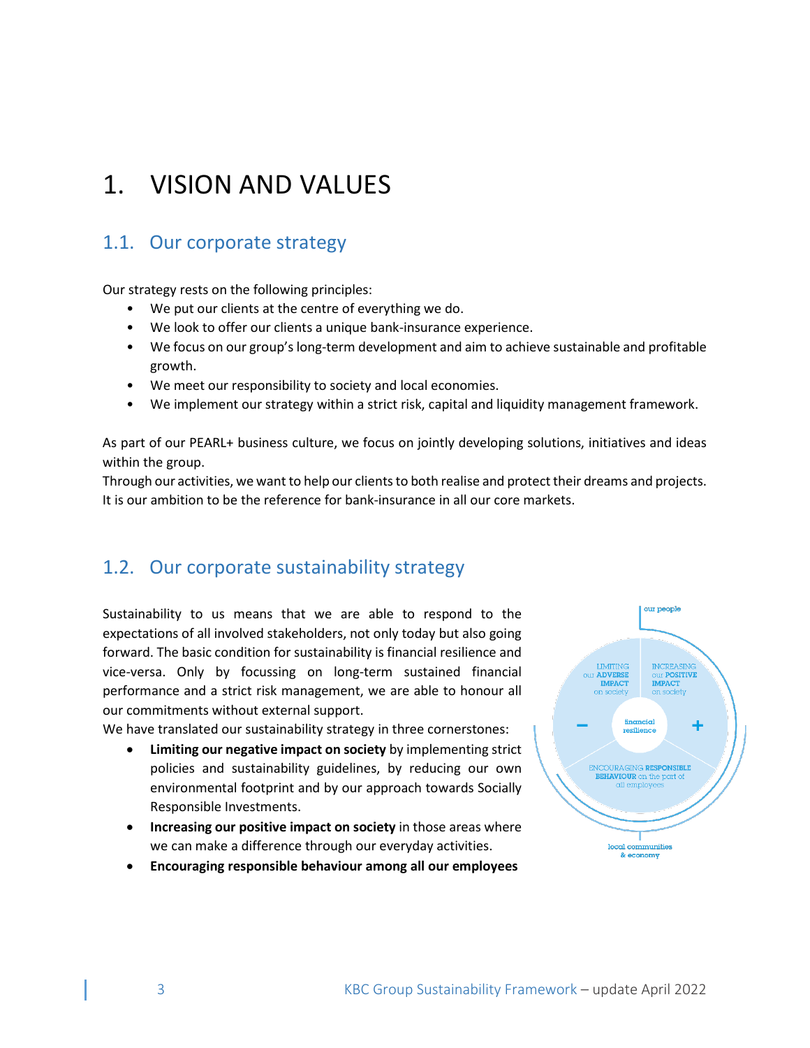# 1. VISION AND VALUES

## 1.1. Our corporate strategy

Our strategy rests on the following principles:

- We put our clients at the centre of everything we do.
- We look to offer our clients a unique bank-insurance experience.
- We focus on our group's long-term development and aim to achieve sustainable and profitable growth.
- We meet our responsibility to society and local economies.
- We implement our strategy within a strict risk, capital and liquidity management framework.

As part of our PEARL+ business culture, we focus on jointly developing solutions, initiatives and ideas within the group.
Through our activities, we want to help our clients to both realise and protect their dreams and projects. It is our ambition to be the reference for bank-insurance in all our core markets.

## 1.2. Our corporate sustainability strategy

Sustainability to us means that we are able to respond to the expectations of all involved stakeholders, not only today but also going forward. The basic condition for sustainability is financial resilience and vice-versa. Only by focussing on long-term sustained financial performance and a strict risk management, we are able to honour all our commitments without external support.
We have translated our sustainability strategy in three cornerstones:

- **Limiting our negative impact on society** by implementing strict policies and sustainability guidelines, by reducing our own environmental footprint and by our approach towards Socially Responsible Investments.
- **Increasing our positive impact on society** in those areas where we can make a difference through our everyday activities.
- **Encouraging responsible behaviour among all our employees**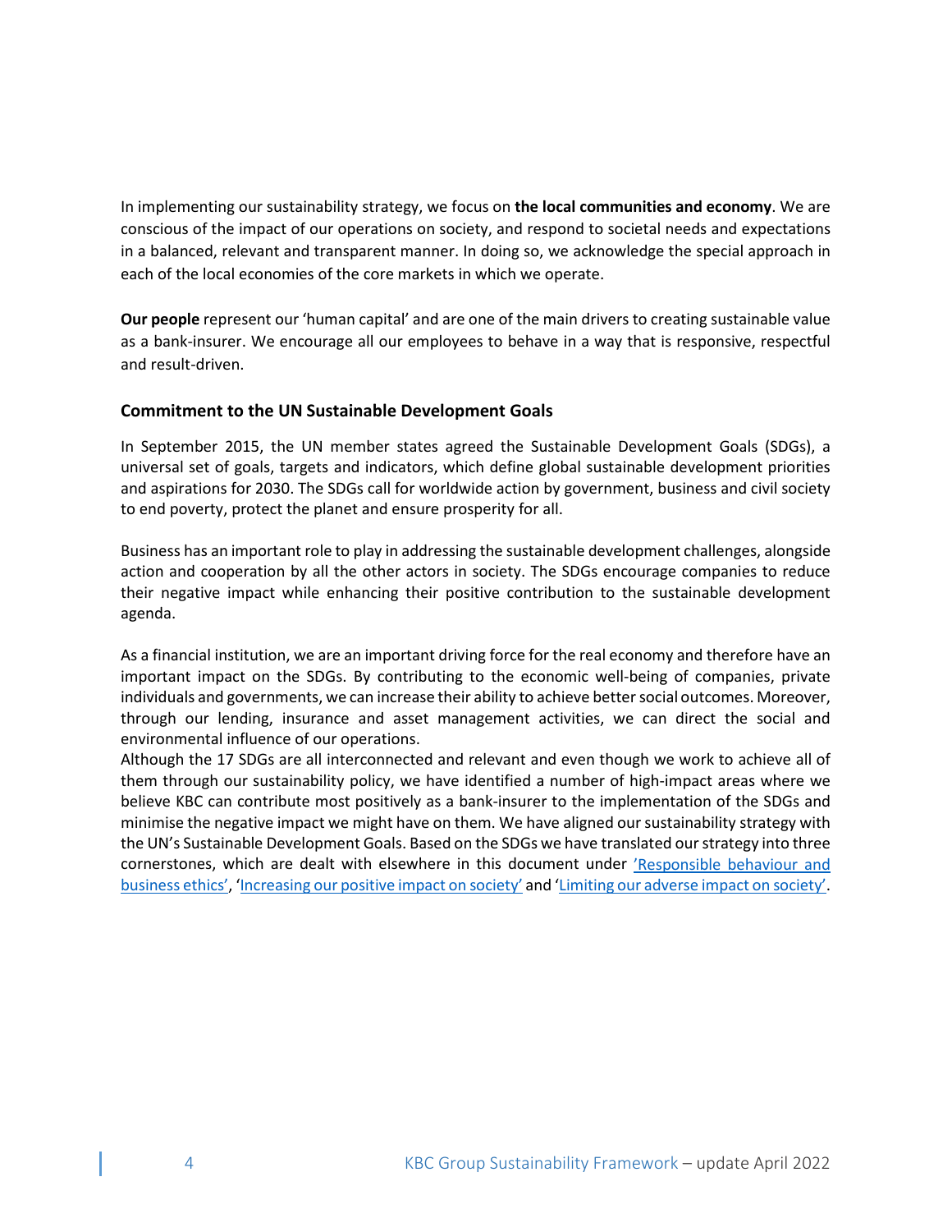In implementing our sustainability strategy, we focus on **the local communities and economy**. We are conscious of the impact of our operations on society, and respond to societal needs and expectations in a balanced, relevant and transparent manner. In doing so, we acknowledge the special approach in each of the local economies of the core markets in which we operate.

**Our people** represent our 'human capital' and are one of the main drivers to creating sustainable value as a bank-insurer. We encourage all our employees to behave in a way that is responsive, respectful and result-driven.

### Commitment to the UN Sustainable Development Goals

In September 2015, the UN member states agreed the Sustainable Development Goals (SDGs), a universal set of goals, targets and indicators, which define global sustainable development priorities and aspirations for 2030. The SDGs call for worldwide action by government, business and civil society to end poverty, protect the planet and ensure prosperity for all.

Business has an important role to play in addressing the sustainable development challenges, alongside action and cooperation by all the other actors in society. The SDGs encourage companies to reduce their negative impact while enhancing their positive contribution to the sustainable development agenda.

As a financial institution, we are an important driving force for the real economy and therefore have an important impact on the SDGs. By contributing to the economic well-being of companies, private individuals and governments, we can increase their ability to achieve better social outcomes. Moreover, through our lending, insurance and asset management activities, we can direct the social and environmental influence of our operations.
Although the 17 SDGs are all interconnected and relevant and even though we work to achieve all of them through our sustainability policy, we have identified a number of high-impact areas where we believe KBC can contribute most positively as a bank-insurer to the implementation of the SDGs and minimise the negative impact we might have on them. We have aligned our sustainability strategy with the UN's Sustainable Development Goals. Based on the SDGs we have translated our strategy into three cornerstones, which are dealt with elsewhere in this document under 'Responsible behaviour and business ethics', 'Increasing our positive impact on society' and 'Limiting our adverse impact on society'.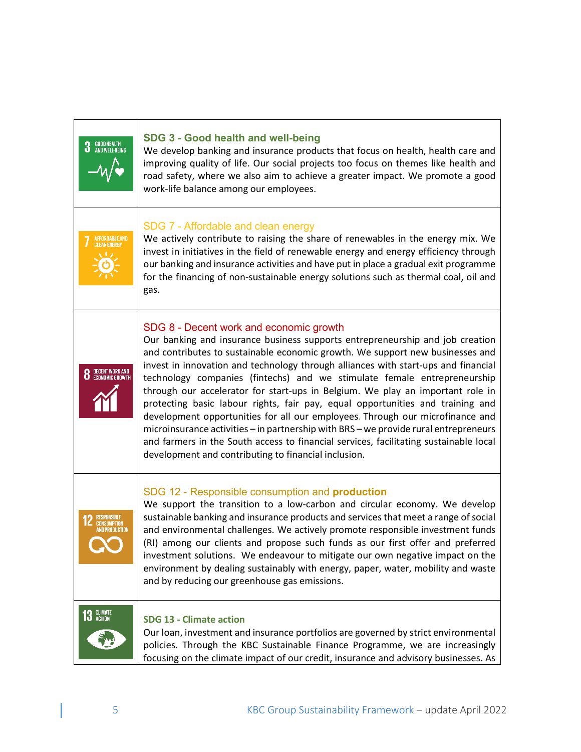| | |
|---|---|
| 3 GOOD HEALTH AND WELL-BEING | **SDG 3 - Good health and well-being**<br>We develop banking and insurance products that focus on health, health care and improving quality of life. Our social projects too focus on themes like health and road safety, where we also aim to achieve a greater impact. We promote a good work-life balance among our employees. |
| 7 AFFORDABLE AND CLEAN ENERGY | SDG 7 - Affordable and clean energy<br>We actively contribute to raising the share of renewables in the energy mix. We invest in initiatives in the field of renewable energy and energy efficiency through our banking and insurance activities and have put in place a gradual exit programme for the financing of non-sustainable energy solutions such as thermal coal, oil and gas. |
| 8 DECENT WORK AND ECONOMIC GROWTH | SDG 8 - Decent work and economic growth<br>Our banking and insurance business supports entrepreneurship and job creation and contributes to sustainable economic growth. We support new businesses and invest in innovation and technology through alliances with start-ups and financial technology companies (fintechs) and we stimulate female entrepreneurship through our accelerator for start-ups in Belgium. We play an important role in protecting basic labour rights, fair pay, equal opportunities and training and development opportunities for all our employees. Through our microfinance and microinsurance activities – in partnership with BRS – we provide rural entrepreneurs and farmers in the South access to financial services, facilitating sustainable local development and contributing to financial inclusion. |
| 12 RESPONSIBLE CONSUMPTION AND PRODUCTION | SDG 12 - Responsible consumption and **production**<br>We support the transition to a low-carbon and circular economy. We develop sustainable banking and insurance products and services that meet a range of social and environmental challenges. We actively promote responsible investment funds (RI) among our clients and propose such funds as our first offer and preferred investment solutions. We endeavour to mitigate our own negative impact on the environment by dealing sustainably with energy, paper, water, mobility and waste and by reducing our greenhouse gas emissions. |
| 13 CLIMATE ACTION | **SDG 13 - Climate action**<br>Our loan, investment and insurance portfolios are governed by strict environmental policies. Through the KBC Sustainable Finance Programme, we are increasingly focusing on the climate impact of our credit, insurance and advisory businesses. As |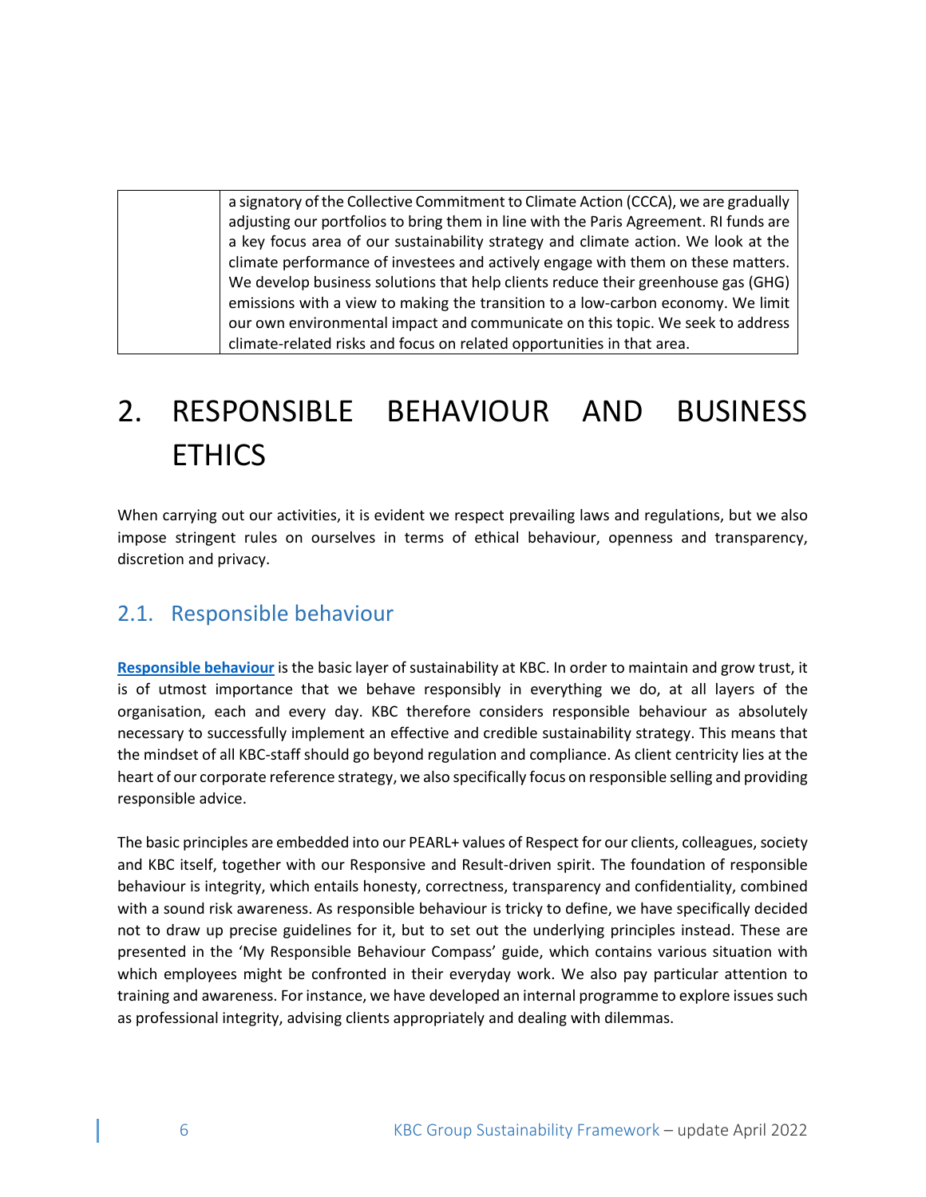| | a signatory of the Collective Commitment to Climate Action (CCCA), we are gradually adjusting our portfolios to bring them in line with the Paris Agreement. RI funds are a key focus area of our sustainability strategy and climate action. We look at the climate performance of investees and actively engage with them on these matters. We develop business solutions that help clients reduce their greenhouse gas (GHG) emissions with a view to making the transition to a low-carbon economy. We limit our own environmental impact and communicate on this topic. We seek to address climate-related risks and focus on related opportunities in that area. |
|---|---|

# 2. RESPONSIBLE BEHAVIOUR AND BUSINESS ETHICS

When carrying out our activities, it is evident we respect prevailing laws and regulations, but we also impose stringent rules on ourselves in terms of ethical behaviour, openness and transparency, discretion and privacy.

## 2.1. Responsible behaviour

**Responsible behaviour** is the basic layer of sustainability at KBC. In order to maintain and grow trust, it is of utmost importance that we behave responsibly in everything we do, at all layers of the organisation, each and every day. KBC therefore considers responsible behaviour as absolutely necessary to successfully implement an effective and credible sustainability strategy. This means that the mindset of all KBC-staff should go beyond regulation and compliance. As client centricity lies at the heart of our corporate reference strategy, we also specifically focus on responsible selling and providing responsible advice.

The basic principles are embedded into our PEARL+ values of Respect for our clients, colleagues, society and KBC itself, together with our Responsive and Result-driven spirit. The foundation of responsible behaviour is integrity, which entails honesty, correctness, transparency and confidentiality, combined with a sound risk awareness. As responsible behaviour is tricky to define, we have specifically decided not to draw up precise guidelines for it, but to set out the underlying principles instead. These are presented in the 'My Responsible Behaviour Compass' guide, which contains various situation with which employees might be confronted in their everyday work. We also pay particular attention to training and awareness. For instance, we have developed an internal programme to explore issues such as professional integrity, advising clients appropriately and dealing with dilemmas.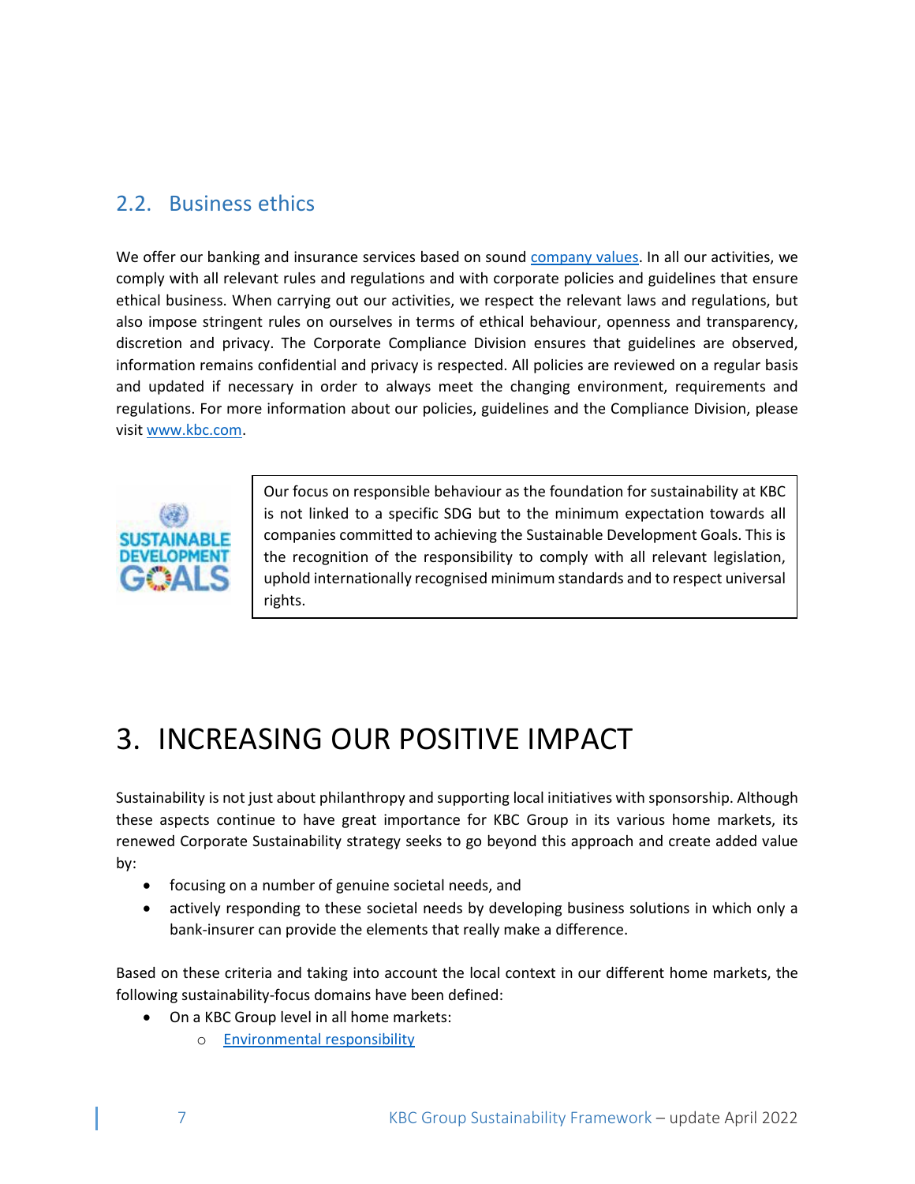## 2.2. Business ethics

We offer our banking and insurance services based on sound company values. In all our activities, we comply with all relevant rules and regulations and with corporate policies and guidelines that ensure ethical business. When carrying out our activities, we respect the relevant laws and regulations, but also impose stringent rules on ourselves in terms of ethical behaviour, openness and transparency, discretion and privacy. The Corporate Compliance Division ensures that guidelines are observed, information remains confidential and privacy is respected. All policies are reviewed on a regular basis and updated if necessary in order to always meet the changing environment, requirements and regulations. For more information about our policies, guidelines and the Compliance Division, please visit www.kbc.com.

Our focus on responsible behaviour as the foundation for sustainability at KBC is not linked to a specific SDG but to the minimum expectation towards all companies committed to achieving the Sustainable Development Goals. This is the recognition of the responsibility to comply with all relevant legislation, uphold internationally recognised minimum standards and to respect universal rights.

# 3. INCREASING OUR POSITIVE IMPACT

Sustainability is not just about philanthropy and supporting local initiatives with sponsorship. Although these aspects continue to have great importance for KBC Group in its various home markets, its renewed Corporate Sustainability strategy seeks to go beyond this approach and create added value by:

- focusing on a number of genuine societal needs, and
- actively responding to these societal needs by developing business solutions in which only a bank-insurer can provide the elements that really make a difference.

Based on these criteria and taking into account the local context in our different home markets, the following sustainability-focus domains have been defined:

- On a KBC Group level in all home markets:
  - Environmental responsibility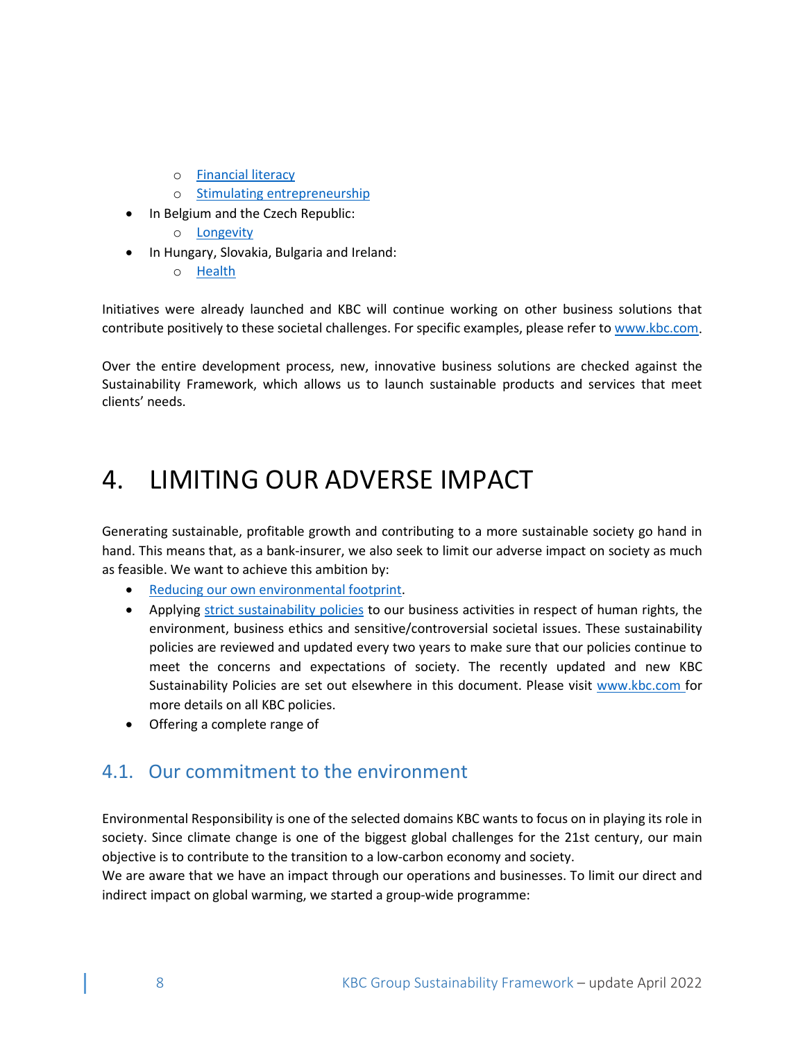- Financial literacy
    - Stimulating entrepreneurship
- In Belgium and the Czech Republic:
    - Longevity
- In Hungary, Slovakia, Bulgaria and Ireland:
    - Health

Initiatives were already launched and KBC will continue working on other business solutions that contribute positively to these societal challenges. For specific examples, please refer to www.kbc.com.

Over the entire development process, new, innovative business solutions are checked against the Sustainability Framework, which allows us to launch sustainable products and services that meet clients' needs.

# 4. LIMITING OUR ADVERSE IMPACT

Generating sustainable, profitable growth and contributing to a more sustainable society go hand in hand. This means that, as a bank-insurer, we also seek to limit our adverse impact on society as much as feasible. We want to achieve this ambition by:

- Reducing our own environmental footprint.
- Applying strict sustainability policies to our business activities in respect of human rights, the environment, business ethics and sensitive/controversial societal issues. These sustainability policies are reviewed and updated every two years to make sure that our policies continue to meet the concerns and expectations of society. The recently updated and new KBC Sustainability Policies are set out elsewhere in this document. Please visit www.kbc.com for more details on all KBC policies.
- Offering a complete range of

## 4.1. Our commitment to the environment

Environmental Responsibility is one of the selected domains KBC wants to focus on in playing its role in society. Since climate change is one of the biggest global challenges for the 21st century, our main objective is to contribute to the transition to a low-carbon economy and society.
We are aware that we have an impact through our operations and businesses. To limit our direct and indirect impact on global warming, we started a group-wide programme: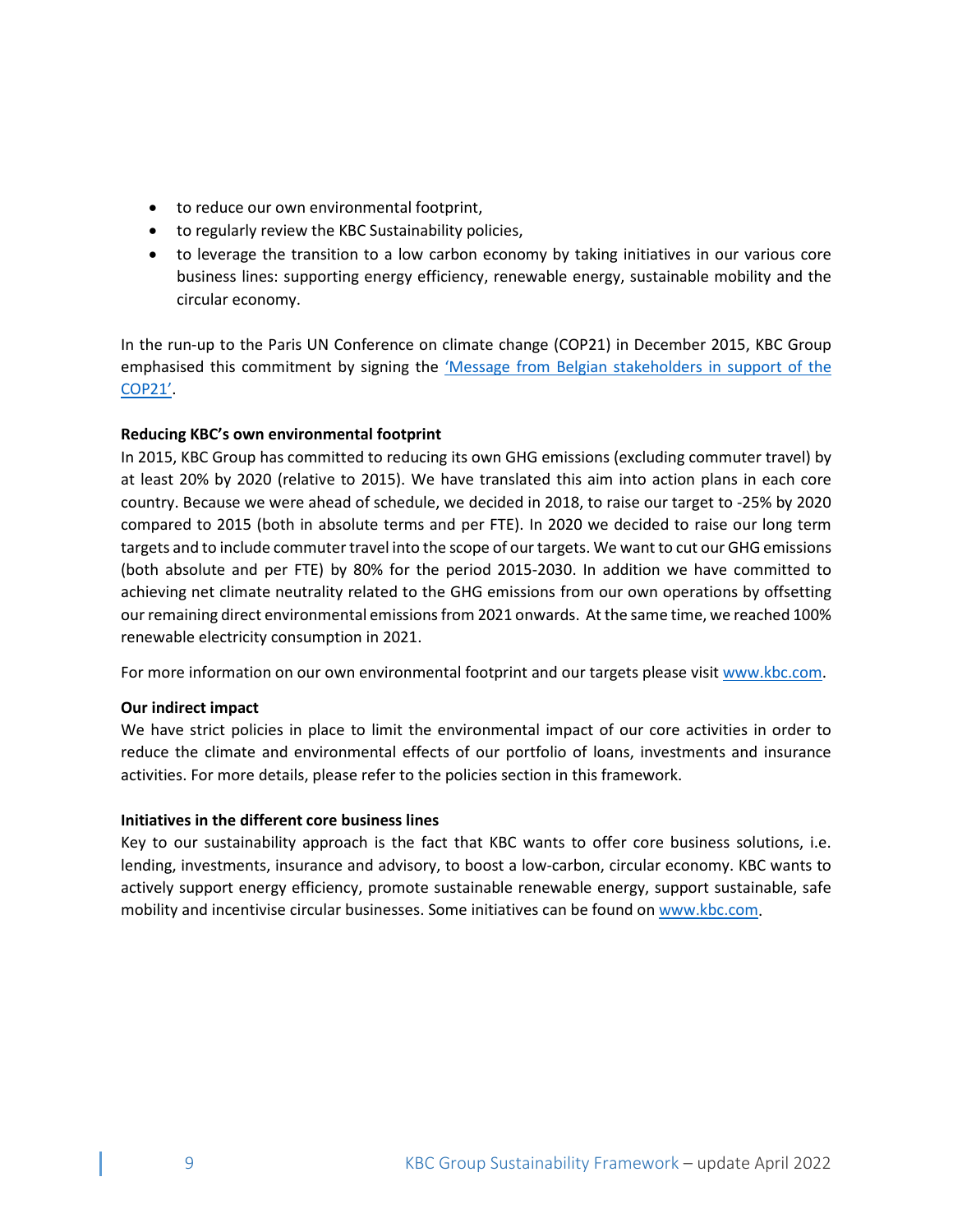- to reduce our own environmental footprint,
- to regularly review the KBC Sustainability policies,
- to leverage the transition to a low carbon economy by taking initiatives in our various core business lines: supporting energy efficiency, renewable energy, sustainable mobility and the circular economy.

In the run-up to the Paris UN Conference on climate change (COP21) in December 2015, KBC Group emphasised this commitment by signing the ['Message from Belgian stakeholders in support of the COP21'](#).

**Reducing KBC's own environmental footprint**

In 2015, KBC Group has committed to reducing its own GHG emissions (excluding commuter travel) by at least 20% by 2020 (relative to 2015). We have translated this aim into action plans in each core country. Because we were ahead of schedule, we decided in 2018, to raise our target to -25% by 2020 compared to 2015 (both in absolute terms and per FTE). In 2020 we decided to raise our long term targets and to include commuter travel into the scope of our targets. We want to cut our GHG emissions (both absolute and per FTE) by 80% for the period 2015-2030. In addition we have committed to achieving net climate neutrality related to the GHG emissions from our own operations by offsetting our remaining direct environmental emissions from 2021 onwards. At the same time, we reached 100% renewable electricity consumption in 2021.

For more information on our own environmental footprint and our targets please visit [www.kbc.com](#).

**Our indirect impact**

We have strict policies in place to limit the environmental impact of our core activities in order to reduce the climate and environmental effects of our portfolio of loans, investments and insurance activities. For more details, please refer to the policies section in this framework.

**Initiatives in the different core business lines**

Key to our sustainability approach is the fact that KBC wants to offer core business solutions, i.e. lending, investments, insurance and advisory, to boost a low-carbon, circular economy. KBC wants to actively support energy efficiency, promote sustainable renewable energy, support sustainable, safe mobility and incentivise circular businesses. Some initiatives can be found on [www.kbc.com](#).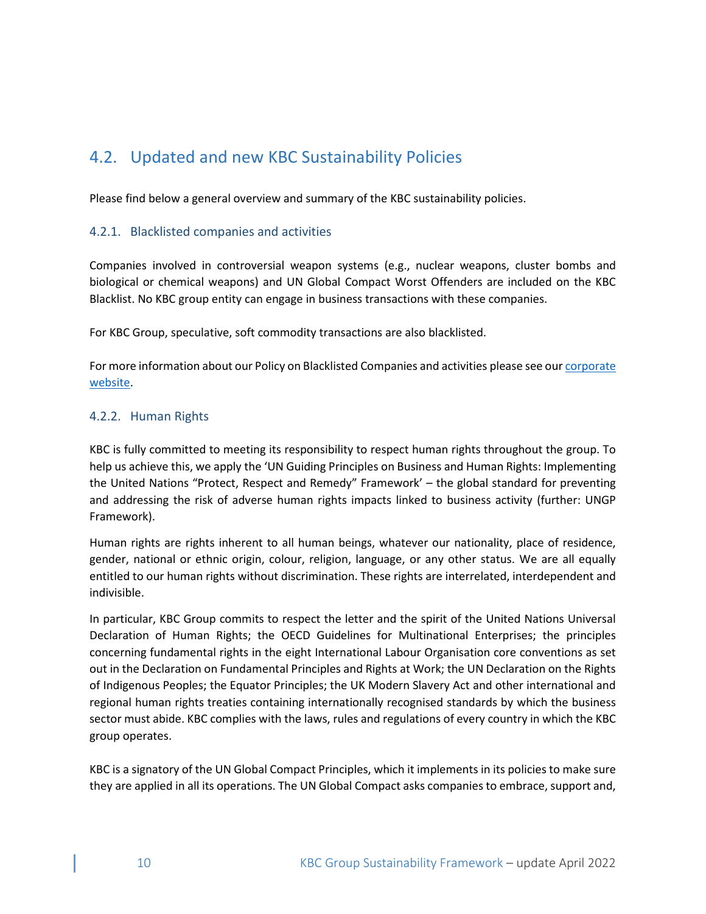## 4.2. Updated and new KBC Sustainability Policies

Please find below a general overview and summary of the KBC sustainability policies.

### 4.2.1. Blacklisted companies and activities

Companies involved in controversial weapon systems (e.g., nuclear weapons, cluster bombs and biological or chemical weapons) and UN Global Compact Worst Offenders are included on the KBC Blacklist. No KBC group entity can engage in business transactions with these companies.

For KBC Group, speculative, soft commodity transactions are also blacklisted.

For more information about our Policy on Blacklisted Companies and activities please see our corporate website.

### 4.2.2. Human Rights

KBC is fully committed to meeting its responsibility to respect human rights throughout the group. To help us achieve this, we apply the 'UN Guiding Principles on Business and Human Rights: Implementing the United Nations "Protect, Respect and Remedy" Framework' – the global standard for preventing and addressing the risk of adverse human rights impacts linked to business activity (further: UNGP Framework).

Human rights are rights inherent to all human beings, whatever our nationality, place of residence, gender, national or ethnic origin, colour, religion, language, or any other status. We are all equally entitled to our human rights without discrimination. These rights are interrelated, interdependent and indivisible.

In particular, KBC Group commits to respect the letter and the spirit of the United Nations Universal Declaration of Human Rights; the OECD Guidelines for Multinational Enterprises; the principles concerning fundamental rights in the eight International Labour Organisation core conventions as set out in the Declaration on Fundamental Principles and Rights at Work; the UN Declaration on the Rights of Indigenous Peoples; the Equator Principles; the UK Modern Slavery Act and other international and regional human rights treaties containing internationally recognised standards by which the business sector must abide. KBC complies with the laws, rules and regulations of every country in which the KBC group operates.

KBC is a signatory of the UN Global Compact Principles, which it implements in its policies to make sure they are applied in all its operations. The UN Global Compact asks companies to embrace, support and,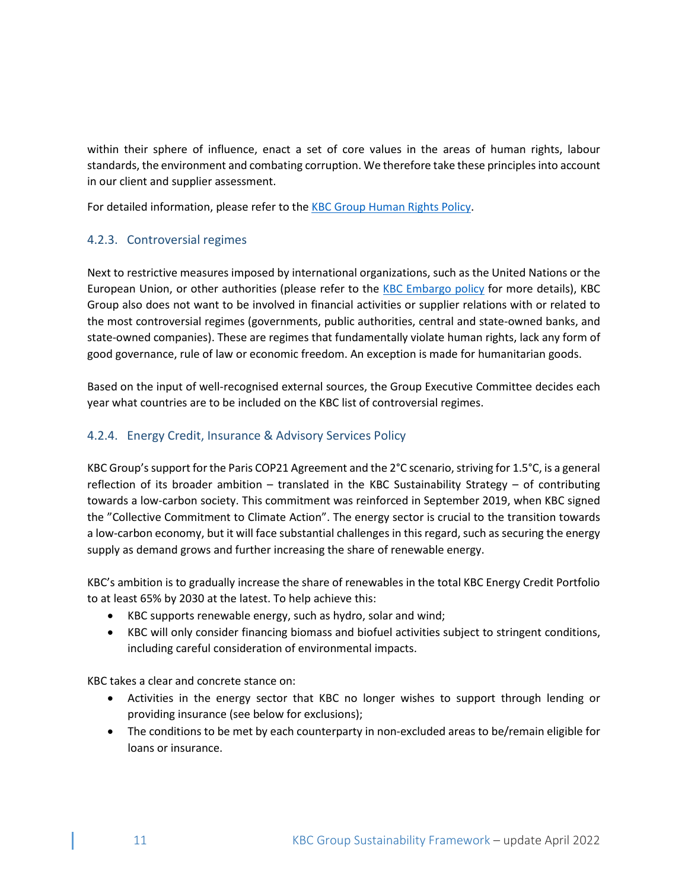within their sphere of influence, enact a set of core values in the areas of human rights, labour standards, the environment and combating corruption. We therefore take these principles into account in our client and supplier assessment.

For detailed information, please refer to the [KBC Group Human Rights Policy](KBC Group Human Rights Policy).

### 4.2.3. Controversial regimes

Next to restrictive measures imposed by international organizations, such as the United Nations or the European Union, or other authorities (please refer to the [KBC Embargo policy](KBC Embargo policy) for more details), KBC Group also does not want to be involved in financial activities or supplier relations with or related to the most controversial regimes (governments, public authorities, central and state-owned banks, and state-owned companies). These are regimes that fundamentally violate human rights, lack any form of good governance, rule of law or economic freedom. An exception is made for humanitarian goods.

Based on the input of well-recognised external sources, the Group Executive Committee decides each year what countries are to be included on the KBC list of controversial regimes.

### 4.2.4. Energy Credit, Insurance & Advisory Services Policy

KBC Group's support for the Paris COP21 Agreement and the 2°C scenario, striving for 1.5°C, is a general reflection of its broader ambition – translated in the KBC Sustainability Strategy – of contributing towards a low-carbon society. This commitment was reinforced in September 2019, when KBC signed the "Collective Commitment to Climate Action". The energy sector is crucial to the transition towards a low-carbon economy, but it will face substantial challenges in this regard, such as securing the energy supply as demand grows and further increasing the share of renewable energy.

KBC's ambition is to gradually increase the share of renewables in the total KBC Energy Credit Portfolio to at least 65% by 2030 at the latest. To help achieve this:

- KBC supports renewable energy, such as hydro, solar and wind;
- KBC will only consider financing biomass and biofuel activities subject to stringent conditions, including careful consideration of environmental impacts.

KBC takes a clear and concrete stance on:

- Activities in the energy sector that KBC no longer wishes to support through lending or providing insurance (see below for exclusions);
- The conditions to be met by each counterparty in non-excluded areas to be/remain eligible for loans or insurance.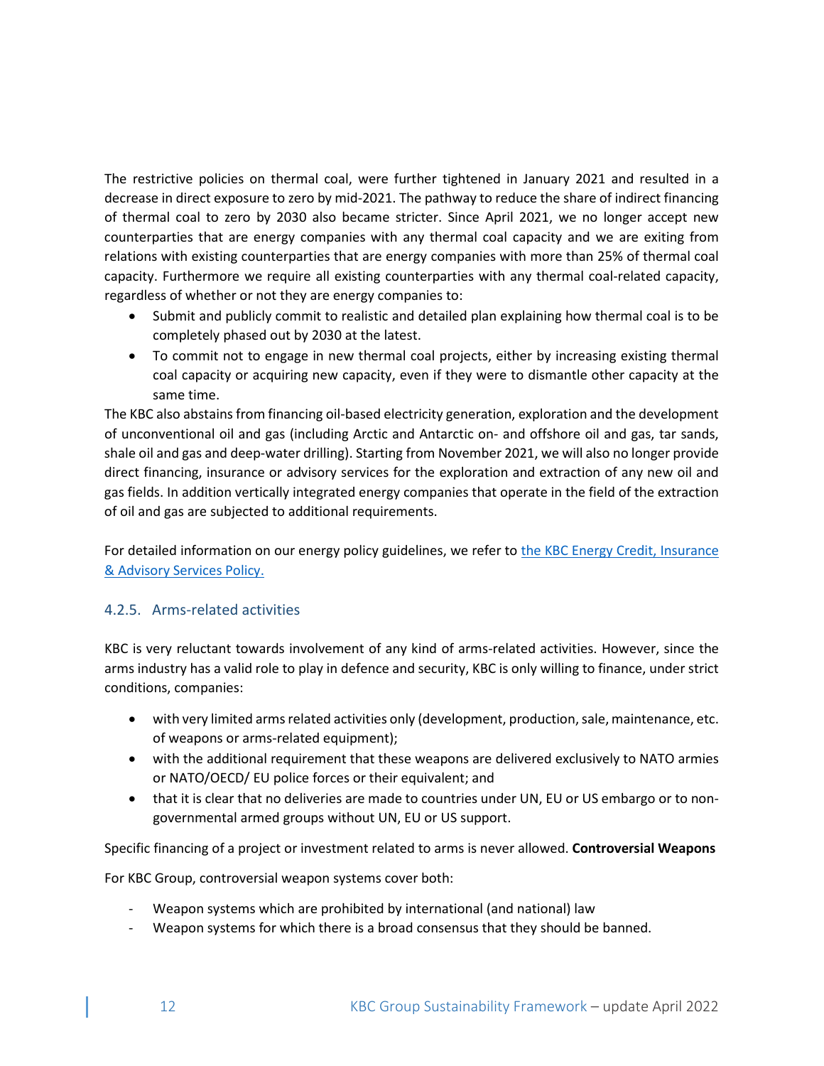The restrictive policies on thermal coal, were further tightened in January 2021 and resulted in a decrease in direct exposure to zero by mid-2021. The pathway to reduce the share of indirect financing of thermal coal to zero by 2030 also became stricter. Since April 2021, we no longer accept new counterparties that are energy companies with any thermal coal capacity and we are exiting from relations with existing counterparties that are energy companies with more than 25% of thermal coal capacity. Furthermore we require all existing counterparties with any thermal coal-related capacity, regardless of whether or not they are energy companies to:

- Submit and publicly commit to realistic and detailed plan explaining how thermal coal is to be completely phased out by 2030 at the latest.
- To commit not to engage in new thermal coal projects, either by increasing existing thermal coal capacity or acquiring new capacity, even if they were to dismantle other capacity at the same time.

The KBC also abstains from financing oil-based electricity generation, exploration and the development of unconventional oil and gas (including Arctic and Antarctic on- and offshore oil and gas, tar sands, shale oil and gas and deep-water drilling). Starting from November 2021, we will also no longer provide direct financing, insurance or advisory services for the exploration and extraction of any new oil and gas fields. In addition vertically integrated energy companies that operate in the field of the extraction of oil and gas are subjected to additional requirements.

For detailed information on our energy policy guidelines, we refer to [the KBC Energy Credit, Insurance & Advisory Services Policy.]

### 4.2.5. Arms-related activities

KBC is very reluctant towards involvement of any kind of arms-related activities. However, since the arms industry has a valid role to play in defence and security, KBC is only willing to finance, under strict conditions, companies:

- with very limited arms related activities only (development, production, sale, maintenance, etc. of weapons or arms-related equipment);
- with the additional requirement that these weapons are delivered exclusively to NATO armies or NATO/OECD/ EU police forces or their equivalent; and
- that it is clear that no deliveries are made to countries under UN, EU or US embargo or to non-governmental armed groups without UN, EU or US support.

Specific financing of a project or investment related to arms is never allowed. **Controversial Weapons**

For KBC Group, controversial weapon systems cover both:

- Weapon systems which are prohibited by international (and national) law
- Weapon systems for which there is a broad consensus that they should be banned.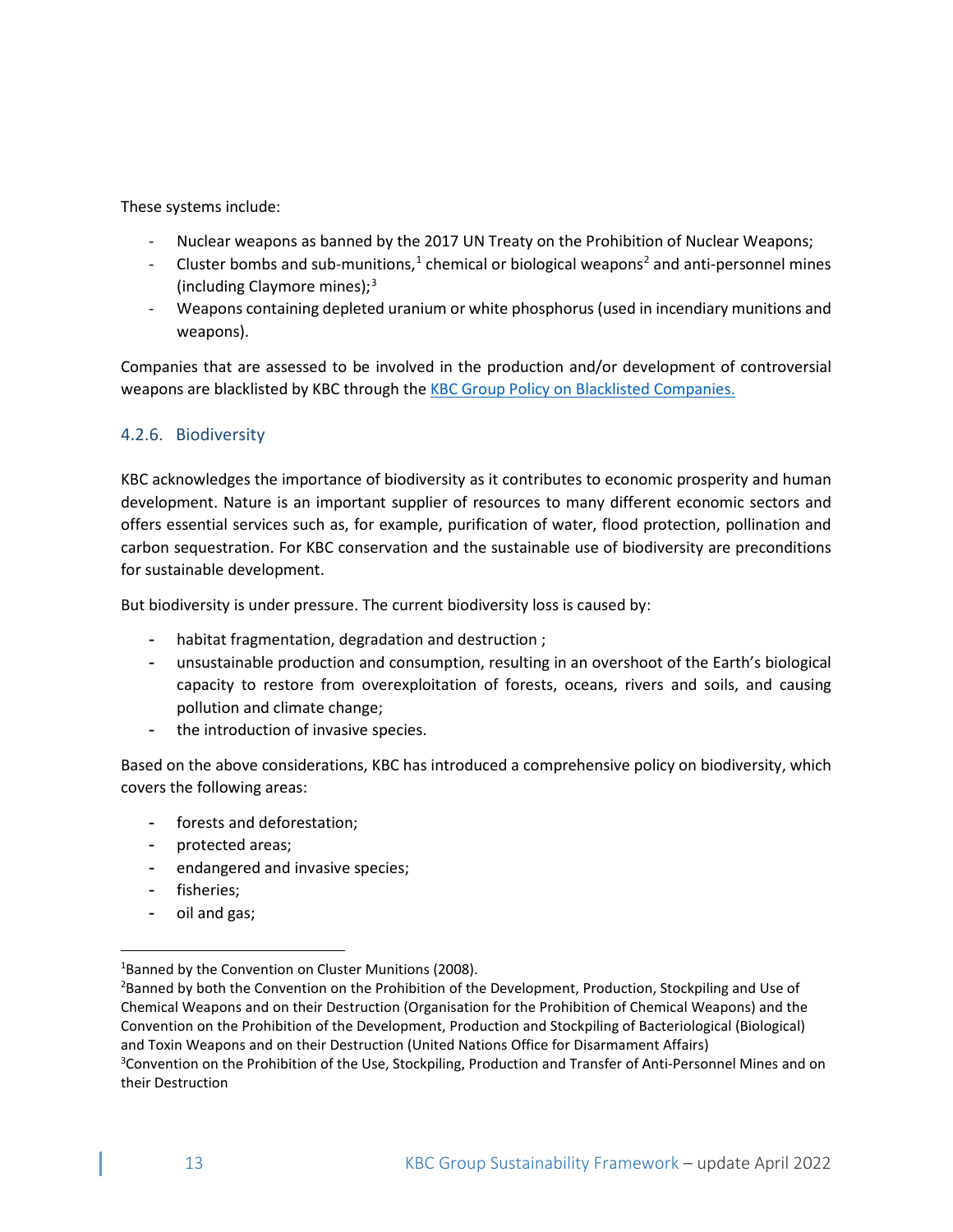These systems include:

- Nuclear weapons as banned by the 2017 UN Treaty on the Prohibition of Nuclear Weapons;
- Cluster bombs and sub-munitions,[1] chemical or biological weapons[2] and anti-personnel mines (including Claymore mines);[3]
- Weapons containing depleted uranium or white phosphorus (used in incendiary munitions and weapons).

Companies that are assessed to be involved in the production and/or development of controversial weapons are blacklisted by KBC through the [KBC Group Policy on Blacklisted Companies.]

### 4.2.6. Biodiversity

KBC acknowledges the importance of biodiversity as it contributes to economic prosperity and human development. Nature is an important supplier of resources to many different economic sectors and offers essential services such as, for example, purification of water, flood protection, pollination and carbon sequestration. For KBC conservation and the sustainable use of biodiversity are preconditions for sustainable development.

But biodiversity is under pressure. The current biodiversity loss is caused by:

- habitat fragmentation, degradation and destruction ;
- unsustainable production and consumption, resulting in an overshoot of the Earth's biological capacity to restore from overexploitation of forests, oceans, rivers and soils, and causing pollution and climate change;
- the introduction of invasive species.

Based on the above considerations, KBC has introduced a comprehensive policy on biodiversity, which covers the following areas:

- forests and deforestation;
- protected areas;
- endangered and invasive species;
- fisheries;
- oil and gas;

---

[1] Banned by the Convention on Cluster Munitions (2008).

[2] Banned by both the Convention on the Prohibition of the Development, Production, Stockpiling and Use of Chemical Weapons and on their Destruction (Organisation for the Prohibition of Chemical Weapons) and the Convention on the Prohibition of the Development, Production and Stockpiling of Bacteriological (Biological) and Toxin Weapons and on their Destruction (United Nations Office for Disarmament Affairs)

[3] Convention on the Prohibition of the Use, Stockpiling, Production and Transfer of Anti-Personnel Mines and on their Destruction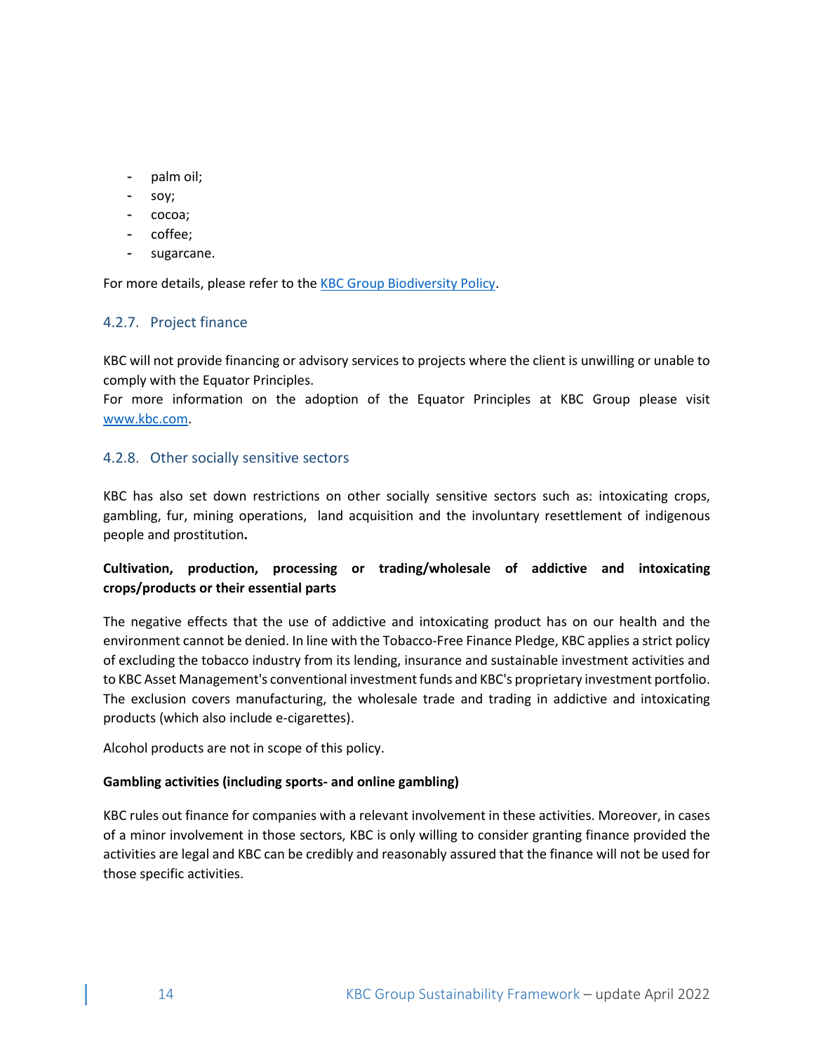- palm oil;
- soy;
- cocoa;
- coffee;
- sugarcane.

For more details, please refer to the KBC Group Biodiversity Policy.

### 4.2.7. Project finance

KBC will not provide financing or advisory services to projects where the client is unwilling or unable to comply with the Equator Principles.
For more information on the adoption of the Equator Principles at KBC Group please visit www.kbc.com.

### 4.2.8. Other socially sensitive sectors

KBC has also set down restrictions on other socially sensitive sectors such as: intoxicating crops, gambling, fur, mining operations, land acquisition and the involuntary resettlement of indigenous people and prostitution**.**

**Cultivation, production, processing or trading/wholesale of addictive and intoxicating crops/products or their essential parts**

The negative effects that the use of addictive and intoxicating product has on our health and the environment cannot be denied. In line with the Tobacco-Free Finance Pledge, KBC applies a strict policy of excluding the tobacco industry from its lending, insurance and sustainable investment activities and to KBC Asset Management's conventional investment funds and KBC's proprietary investment portfolio. The exclusion covers manufacturing, the wholesale trade and trading in addictive and intoxicating products (which also include e-cigarettes).

Alcohol products are not in scope of this policy.

**Gambling activities (including sports- and online gambling)**

KBC rules out finance for companies with a relevant involvement in these activities. Moreover, in cases of a minor involvement in those sectors, KBC is only willing to consider granting finance provided the activities are legal and KBC can be credibly and reasonably assured that the finance will not be used for those specific activities.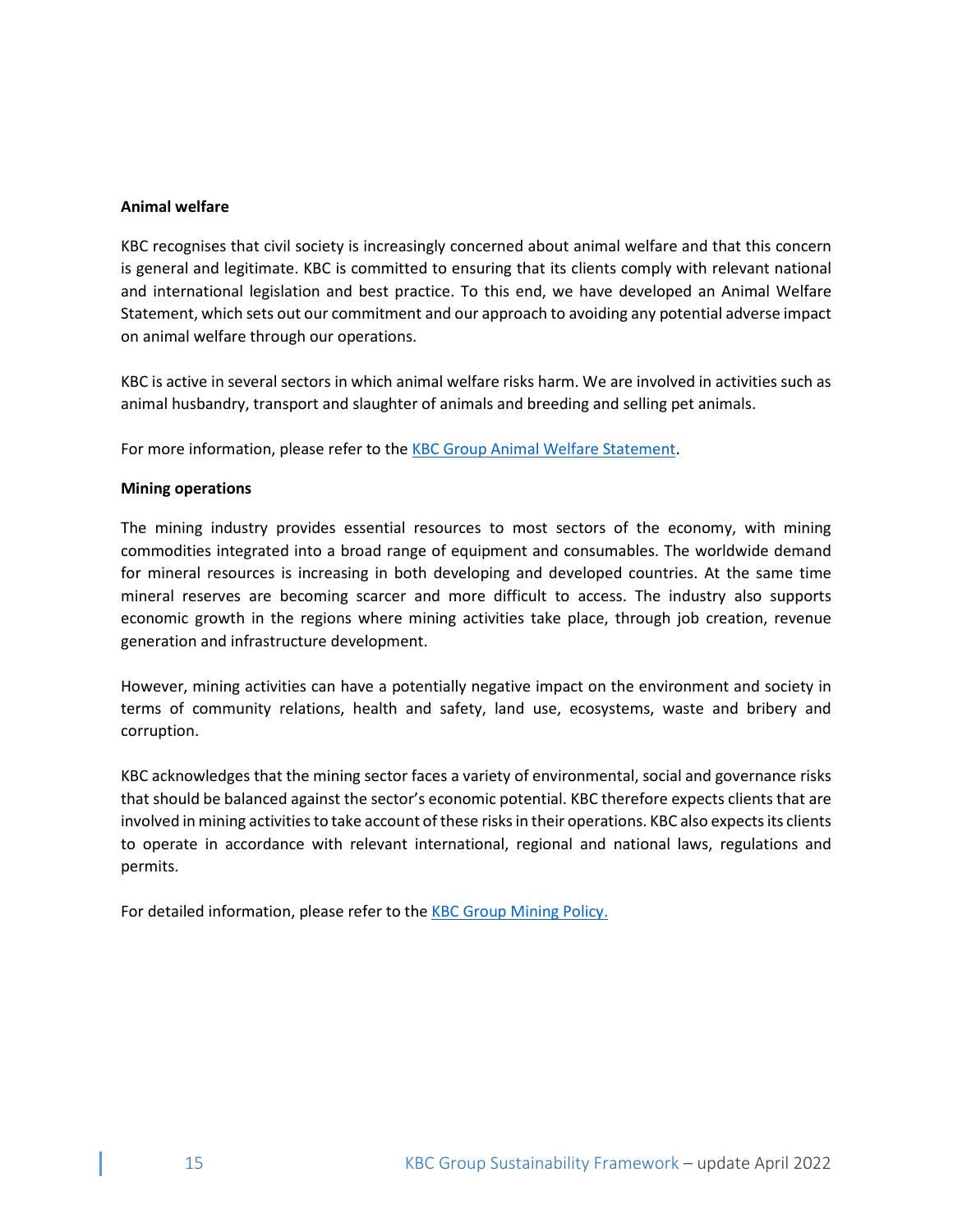**Animal welfare**

KBC recognises that civil society is increasingly concerned about animal welfare and that this concern is general and legitimate. KBC is committed to ensuring that its clients comply with relevant national and international legislation and best practice. To this end, we have developed an Animal Welfare Statement, which sets out our commitment and our approach to avoiding any potential adverse impact on animal welfare through our operations.

KBC is active in several sectors in which animal welfare risks harm. We are involved in activities such as animal husbandry, transport and slaughter of animals and breeding and selling pet animals.

For more information, please refer to the KBC Group Animal Welfare Statement.

**Mining operations**

The mining industry provides essential resources to most sectors of the economy, with mining commodities integrated into a broad range of equipment and consumables. The worldwide demand for mineral resources is increasing in both developing and developed countries. At the same time mineral reserves are becoming scarcer and more difficult to access. The industry also supports economic growth in the regions where mining activities take place, through job creation, revenue generation and infrastructure development.

However, mining activities can have a potentially negative impact on the environment and society in terms of community relations, health and safety, land use, ecosystems, waste and bribery and corruption.

KBC acknowledges that the mining sector faces a variety of environmental, social and governance risks that should be balanced against the sector's economic potential. KBC therefore expects clients that are involved in mining activities to take account of these risks in their operations. KBC also expects its clients to operate in accordance with relevant international, regional and national laws, regulations and permits.

For detailed information, please refer to the KBC Group Mining Policy.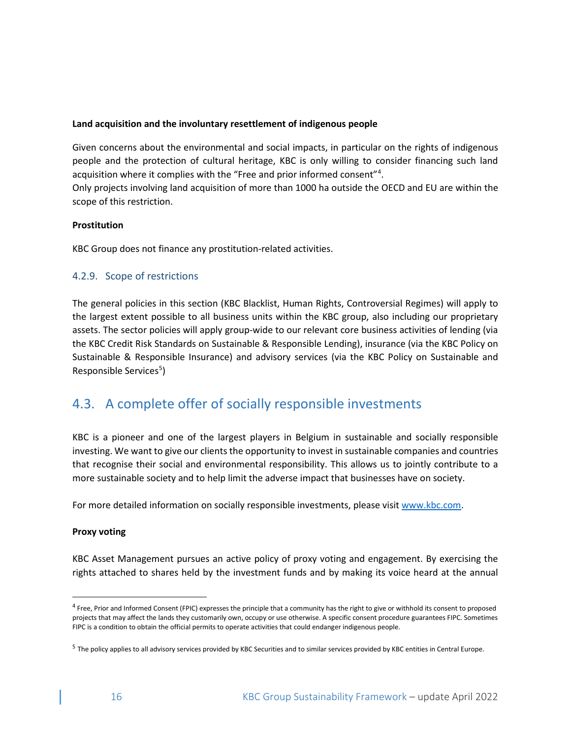**Land acquisition and the involuntary resettlement of indigenous people**

Given concerns about the environmental and social impacts, in particular on the rights of indigenous people and the protection of cultural heritage, KBC is only willing to consider financing such land acquisition where it complies with the "Free and prior informed consent"[4].

Only projects involving land acquisition of more than 1000 ha outside the OECD and EU are within the scope of this restriction.

**Prostitution**

KBC Group does not finance any prostitution-related activities.

### 4.2.9. Scope of restrictions

The general policies in this section (KBC Blacklist, Human Rights, Controversial Regimes) will apply to the largest extent possible to all business units within the KBC group, also including our proprietary assets. The sector policies will apply group-wide to our relevant core business activities of lending (via the KBC Credit Risk Standards on Sustainable & Responsible Lending), insurance (via the KBC Policy on Sustainable & Responsible Insurance) and advisory services (via the KBC Policy on Sustainable and Responsible Services[5])

## 4.3. A complete offer of socially responsible investments

KBC is a pioneer and one of the largest players in Belgium in sustainable and socially responsible investing. We want to give our clients the opportunity to invest in sustainable companies and countries that recognise their social and environmental responsibility. This allows us to jointly contribute to a more sustainable society and to help limit the adverse impact that businesses have on society.

For more detailed information on socially responsible investments, please visit www.kbc.com.

**Proxy voting**

KBC Asset Management pursues an active policy of proxy voting and engagement. By exercising the rights attached to shares held by the investment funds and by making its voice heard at the annual

---

[4] Free, Prior and Informed Consent (FPIC) expresses the principle that a community has the right to give or withhold its consent to proposed projects that may affect the lands they customarily own, occupy or use otherwise. A specific consent procedure guarantees FIPC. Sometimes FIPC is a condition to obtain the official permits to operate activities that could endanger indigenous people.

[5] The policy applies to all advisory services provided by KBC Securities and to similar services provided by KBC entities in Central Europe.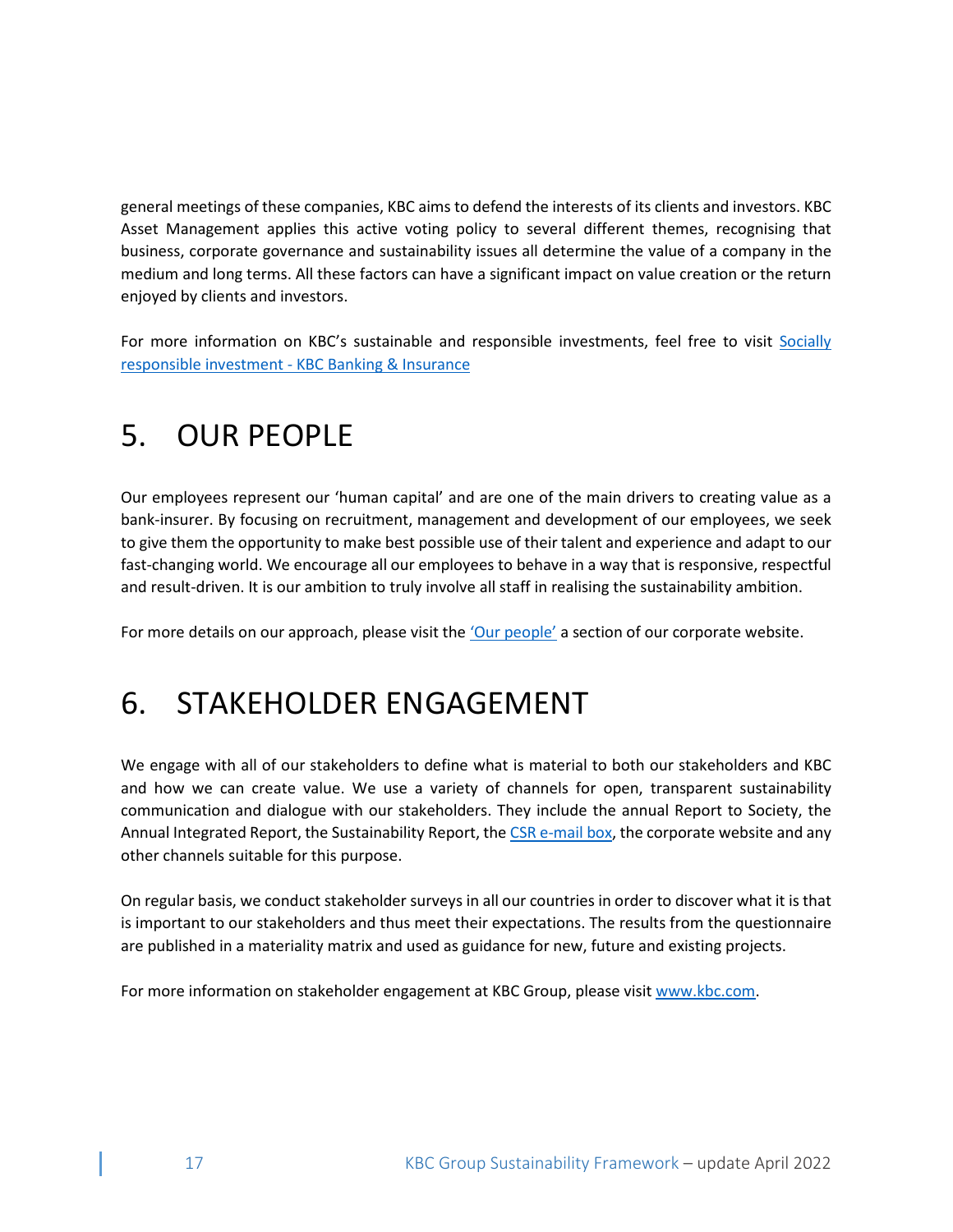general meetings of these companies, KBC aims to defend the interests of its clients and investors. KBC Asset Management applies this active voting policy to several different themes, recognising that business, corporate governance and sustainability issues all determine the value of a company in the medium and long terms. All these factors can have a significant impact on value creation or the return enjoyed by clients and investors.

For more information on KBC's sustainable and responsible investments, feel free to visit Socially responsible investment - KBC Banking & Insurance

# 5. OUR PEOPLE

Our employees represent our 'human capital' and are one of the main drivers to creating value as a bank-insurer. By focusing on recruitment, management and development of our employees, we seek to give them the opportunity to make best possible use of their talent and experience and adapt to our fast-changing world. We encourage all our employees to behave in a way that is responsive, respectful and result-driven. It is our ambition to truly involve all staff in realising the sustainability ambition.

For more details on our approach, please visit the 'Our people' a section of our corporate website.

# 6. STAKEHOLDER ENGAGEMENT

We engage with all of our stakeholders to define what is material to both our stakeholders and KBC and how we can create value. We use a variety of channels for open, transparent sustainability communication and dialogue with our stakeholders. They include the annual Report to Society, the Annual Integrated Report, the Sustainability Report, the CSR e-mail box, the corporate website and any other channels suitable for this purpose.

On regular basis, we conduct stakeholder surveys in all our countries in order to discover what it is that is important to our stakeholders and thus meet their expectations. The results from the questionnaire are published in a materiality matrix and used as guidance for new, future and existing projects.

For more information on stakeholder engagement at KBC Group, please visit www.kbc.com.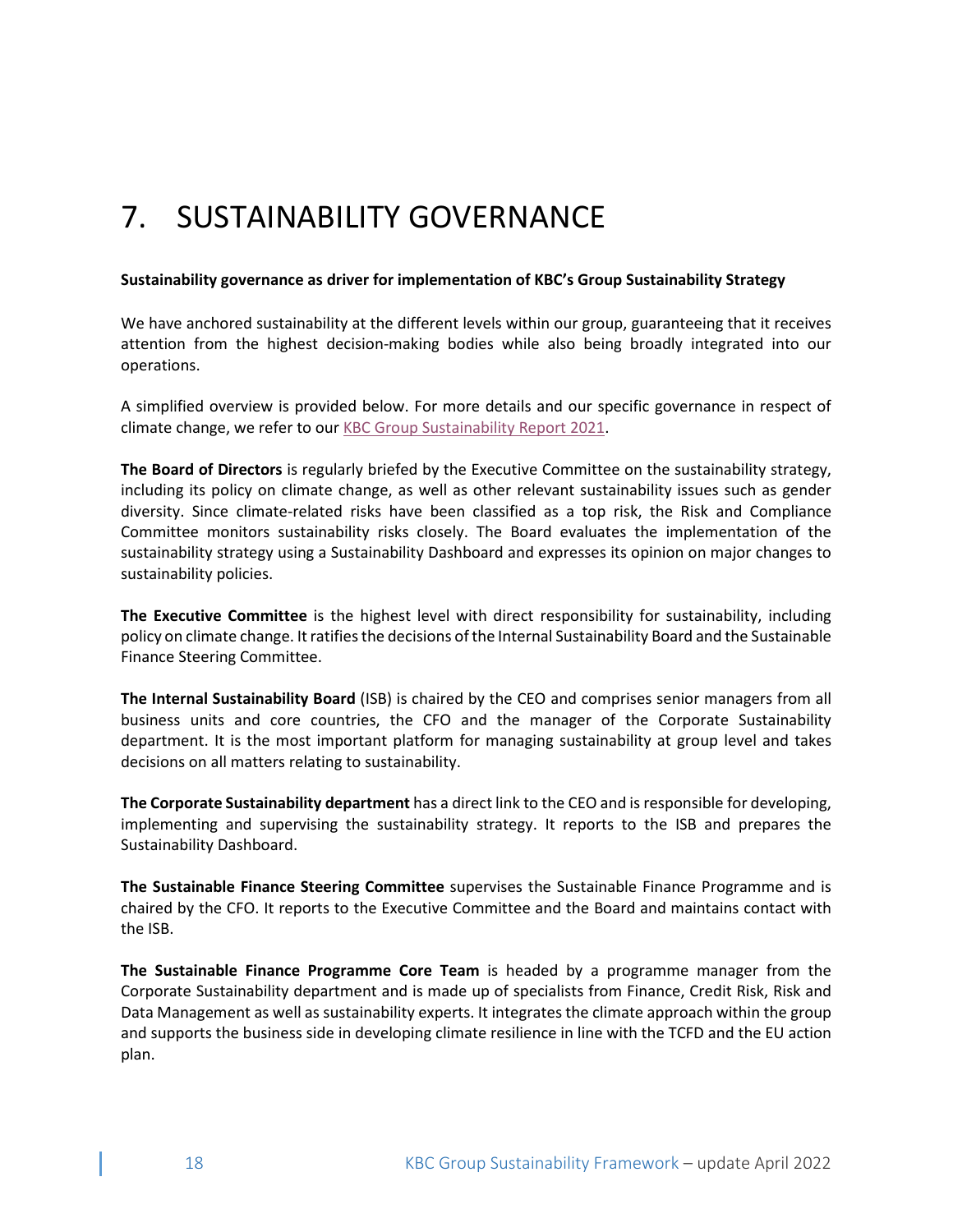# 7. SUSTAINABILITY GOVERNANCE

**Sustainability governance as driver for implementation of KBC's Group Sustainability Strategy**

We have anchored sustainability at the different levels within our group, guaranteeing that it receives attention from the highest decision-making bodies while also being broadly integrated into our operations.

A simplified overview is provided below. For more details and our specific governance in respect of climate change, we refer to our KBC Group Sustainability Report 2021.

**The Board of Directors** is regularly briefed by the Executive Committee on the sustainability strategy, including its policy on climate change, as well as other relevant sustainability issues such as gender diversity. Since climate-related risks have been classified as a top risk, the Risk and Compliance Committee monitors sustainability risks closely. The Board evaluates the implementation of the sustainability strategy using a Sustainability Dashboard and expresses its opinion on major changes to sustainability policies.

**The Executive Committee** is the highest level with direct responsibility for sustainability, including policy on climate change. It ratifies the decisions of the Internal Sustainability Board and the Sustainable Finance Steering Committee.

**The Internal Sustainability Board** (ISB) is chaired by the CEO and comprises senior managers from all business units and core countries, the CFO and the manager of the Corporate Sustainability department. It is the most important platform for managing sustainability at group level and takes decisions on all matters relating to sustainability.

**The Corporate Sustainability department** has a direct link to the CEO and is responsible for developing, implementing and supervising the sustainability strategy. It reports to the ISB and prepares the Sustainability Dashboard.

**The Sustainable Finance Steering Committee** supervises the Sustainable Finance Programme and is chaired by the CFO. It reports to the Executive Committee and the Board and maintains contact with the ISB.

**The Sustainable Finance Programme Core Team** is headed by a programme manager from the Corporate Sustainability department and is made up of specialists from Finance, Credit Risk, Risk and Data Management as well as sustainability experts. It integrates the climate approach within the group and supports the business side in developing climate resilience in line with the TCFD and the EU action plan.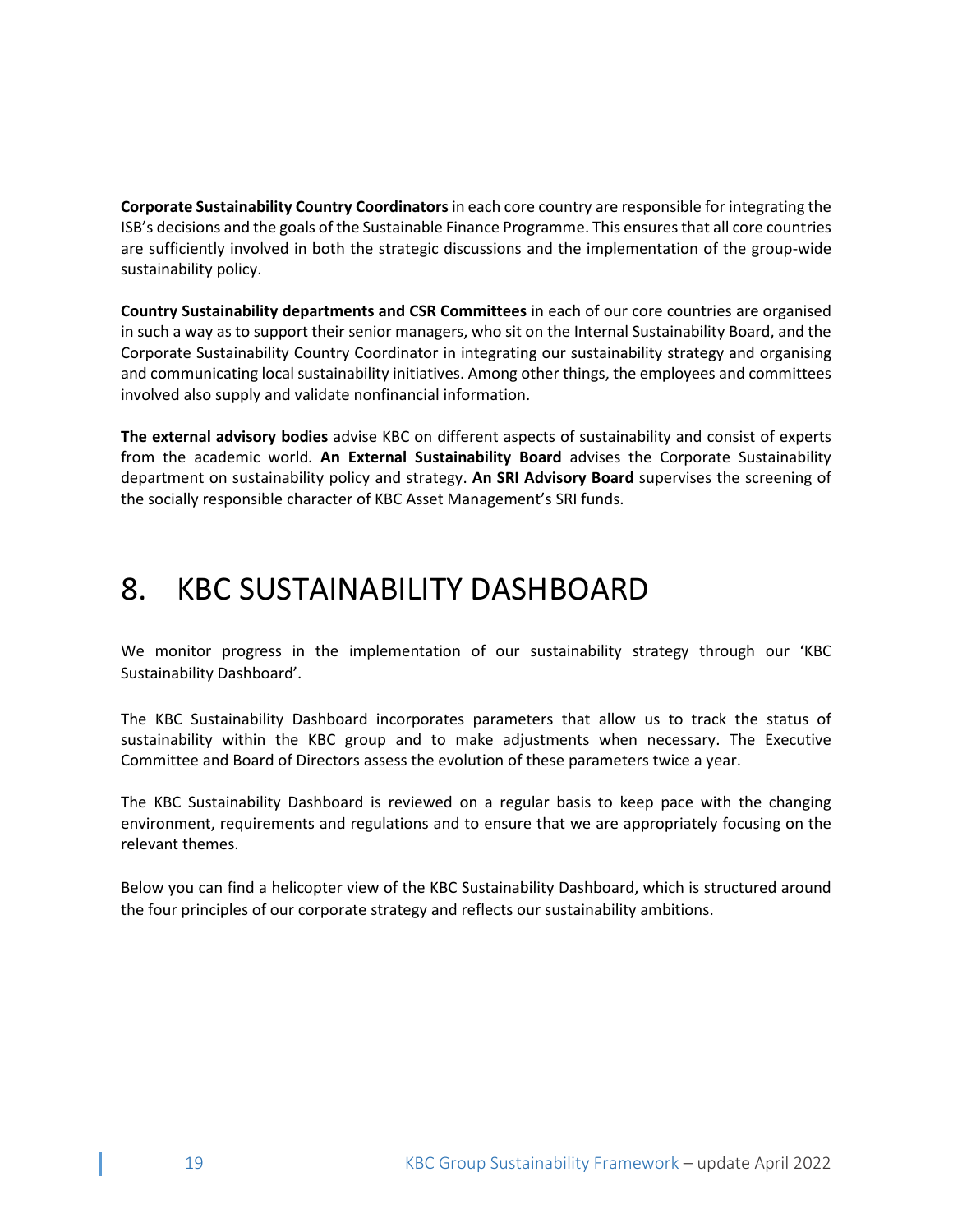**Corporate Sustainability Country Coordinators** in each core country are responsible for integrating the ISB's decisions and the goals of the Sustainable Finance Programme. This ensures that all core countries are sufficiently involved in both the strategic discussions and the implementation of the group-wide sustainability policy.

**Country Sustainability departments and CSR Committees** in each of our core countries are organised in such a way as to support their senior managers, who sit on the Internal Sustainability Board, and the Corporate Sustainability Country Coordinator in integrating our sustainability strategy and organising and communicating local sustainability initiatives. Among other things, the employees and committees involved also supply and validate nonfinancial information.

**The external advisory bodies** advise KBC on different aspects of sustainability and consist of experts from the academic world. **An External Sustainability Board** advises the Corporate Sustainability department on sustainability policy and strategy. **An SRI Advisory Board** supervises the screening of the socially responsible character of KBC Asset Management's SRI funds.

# 8. KBC SUSTAINABILITY DASHBOARD

We monitor progress in the implementation of our sustainability strategy through our 'KBC Sustainability Dashboard'.

The KBC Sustainability Dashboard incorporates parameters that allow us to track the status of sustainability within the KBC group and to make adjustments when necessary. The Executive Committee and Board of Directors assess the evolution of these parameters twice a year.

The KBC Sustainability Dashboard is reviewed on a regular basis to keep pace with the changing environment, requirements and regulations and to ensure that we are appropriately focusing on the relevant themes.

Below you can find a helicopter view of the KBC Sustainability Dashboard, which is structured around the four principles of our corporate strategy and reflects our sustainability ambitions.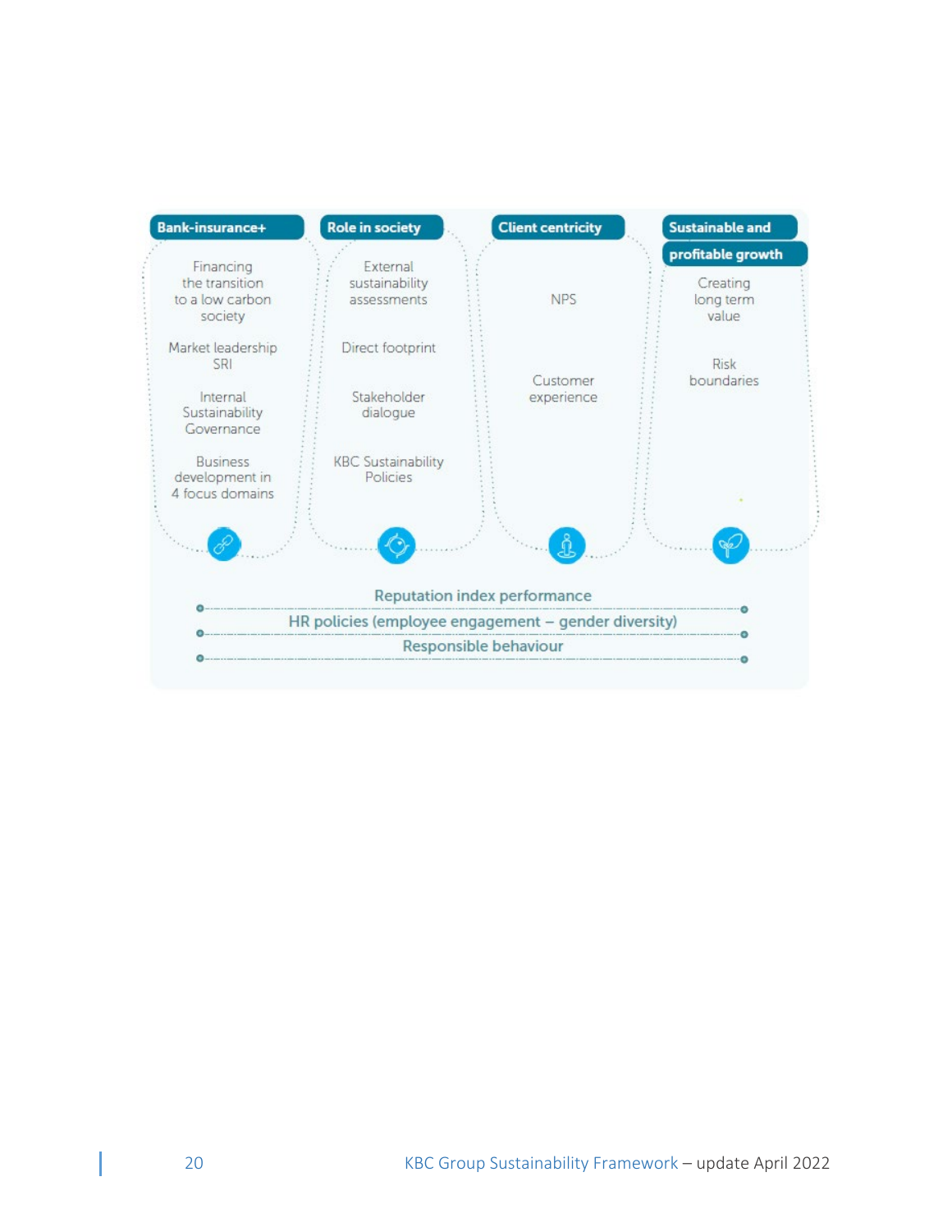**Bank-insurance+**

Financing the transition to a low carbon society

Market leadership SRI

Internal Sustainability Governance

Business development in 4 focus domains

**Role in society**

External sustainability assessments

Direct footprint

Stakeholder dialogue

KBC Sustainability Policies

**Client centricity**

NPS

Customer experience

**Sustainable and profitable growth**

Creating long term value

Risk boundaries

Reputation index performance

HR policies (employee engagement – gender diversity)

Responsible behaviour